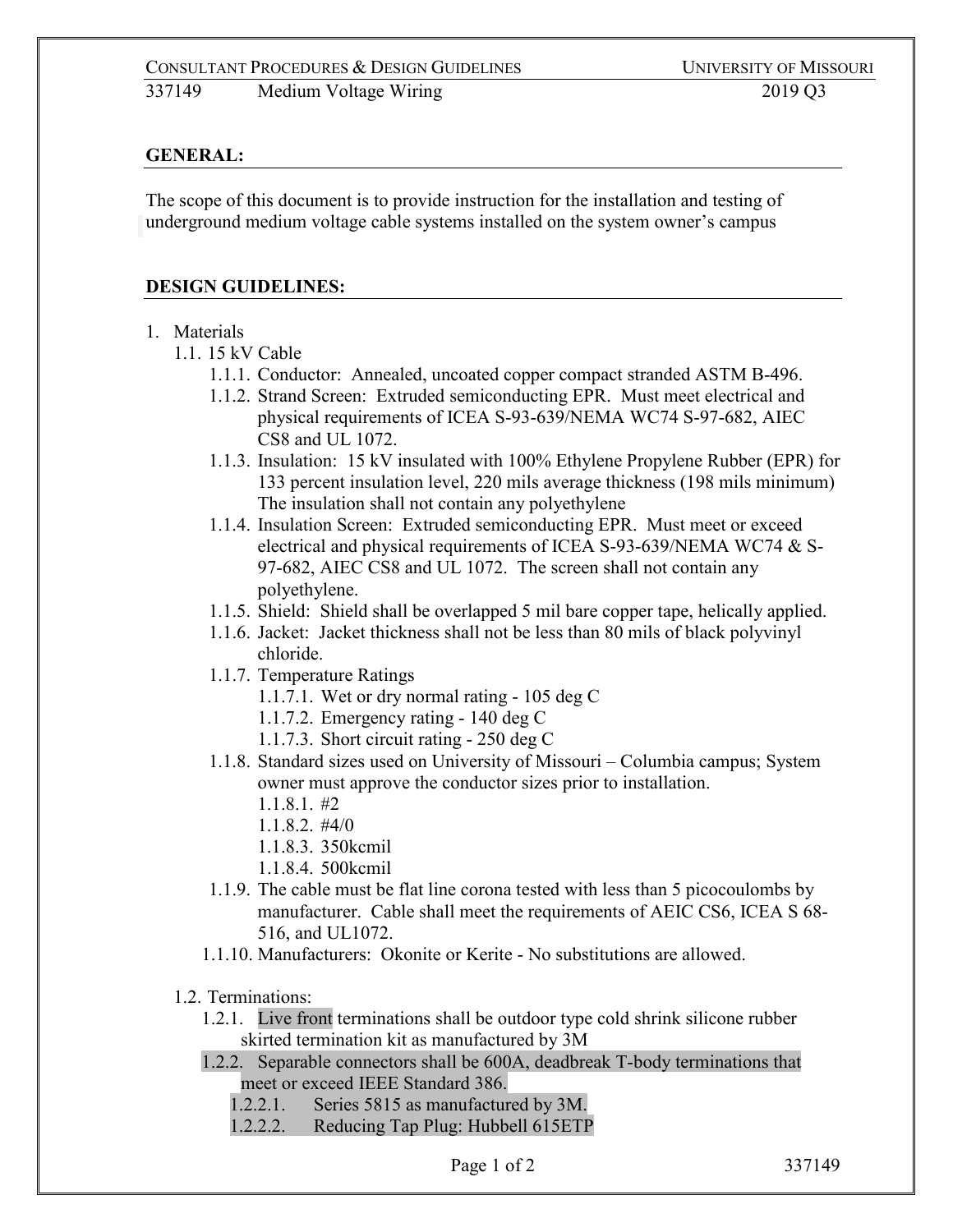## GENERAL:

The scope of this document is to provide instruction for the installation and testing of underground medium voltage cable systems installed on the system owner's campus

## DESIGN GUIDELINES:

1. Materials
   - 1.1. 15 kV Cable
     - 1.1.1. Conductor: Annealed, uncoated copper compact stranded ASTM B-496.
     - 1.1.2. Strand Screen: Extruded semiconducting EPR. Must meet electrical and physical requirements of ICEA S-93-639/NEMA WC74 S-97-682, AIEC CS8 and UL 1072.
     - 1.1.3. Insulation: 15 kV insulated with 100% Ethylene Propylene Rubber (EPR) for 133 percent insulation level, 220 mils average thickness (198 mils minimum) The insulation shall not contain any polyethylene
     - 1.1.4. Insulation Screen: Extruded semiconducting EPR. Must meet or exceed electrical and physical requirements of ICEA S-93-639/NEMA WC74 & S-97-682, AIEC CS8 and UL 1072. The screen shall not contain any polyethylene.
     - 1.1.5. Shield: Shield shall be overlapped 5 mil bare copper tape, helically applied.
     - 1.1.6. Jacket: Jacket thickness shall not be less than 80 mils of black polyvinyl chloride.
     - 1.1.7. Temperature Ratings
       - 1.1.7.1. Wet or dry normal rating - 105 deg C
       - 1.1.7.2. Emergency rating - 140 deg C
       - 1.1.7.3. Short circuit rating - 250 deg C
     - 1.1.8. Standard sizes used on University of Missouri – Columbia campus; System owner must approve the conductor sizes prior to installation.
       - 1.1.8.1. #2
       - 1.1.8.2. #4/0
       - 1.1.8.3. 350kcmil
       - 1.1.8.4. 500kcmil
     - 1.1.9. The cable must be flat line corona tested with less than 5 picocoulombs by manufacturer. Cable shall meet the requirements of AEIC CS6, ICEA S 68-516, and UL1072.
     - 1.1.10. Manufacturers: Okonite or Kerite - No substitutions are allowed.
   - 1.2. Terminations:
     - 1.2.1. Live front terminations shall be outdoor type cold shrink silicone rubber skirted termination kit as manufactured by 3M
     - 1.2.2. Separable connectors shall be 600A, deadbreak T-body terminations that meet or exceed IEEE Standard 386.
       - 1.2.2.1. Series 5815 as manufactured by 3M.
       - 1.2.2.2. Reducing Tap Plug: Hubbell 615ETP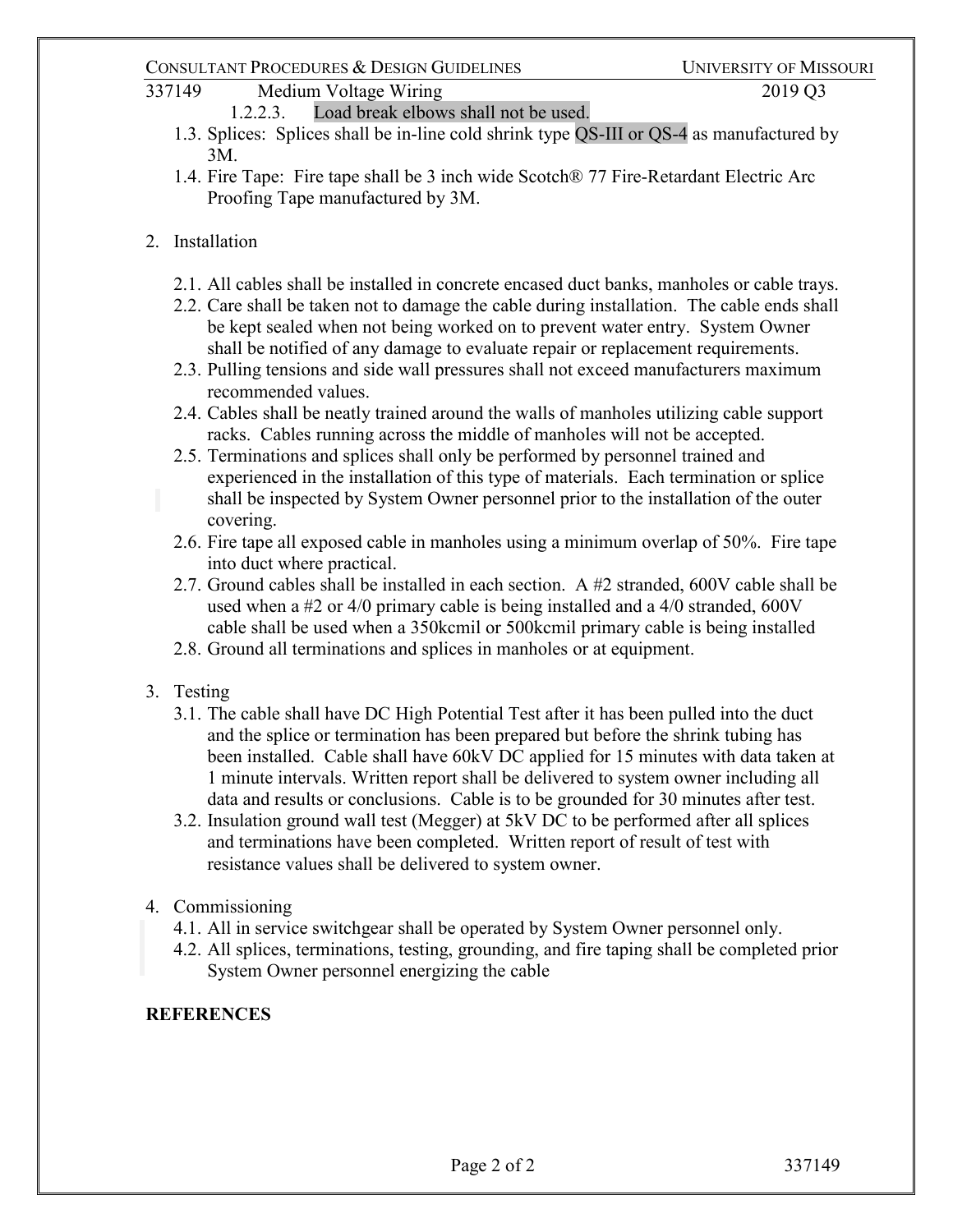1.2.2.3. Load break elbows shall not be used.

1.3. Splices: Splices shall be in-line cold shrink type QS-III or QS-4 as manufactured by 3M.

1.4. Fire Tape: Fire tape shall be 3 inch wide Scotch® 77 Fire-Retardant Electric Arc Proofing Tape manufactured by 3M.

2. Installation

   2.1. All cables shall be installed in concrete encased duct banks, manholes or cable trays.

   2.2. Care shall be taken not to damage the cable during installation. The cable ends shall be kept sealed when not being worked on to prevent water entry. System Owner shall be notified of any damage to evaluate repair or replacement requirements.

   2.3. Pulling tensions and side wall pressures shall not exceed manufacturers maximum recommended values.

   2.4. Cables shall be neatly trained around the walls of manholes utilizing cable support racks. Cables running across the middle of manholes will not be accepted.

   2.5. Terminations and splices shall only be performed by personnel trained and experienced in the installation of this type of materials. Each termination or splice shall be inspected by System Owner personnel prior to the installation of the outer covering.

   2.6. Fire tape all exposed cable in manholes using a minimum overlap of 50%. Fire tape into duct where practical.

   2.7. Ground cables shall be installed in each section. A #2 stranded, 600V cable shall be used when a #2 or 4/0 primary cable is being installed and a 4/0 stranded, 600V cable shall be used when a 350kcmil or 500kcmil primary cable is being installed

   2.8. Ground all terminations and splices in manholes or at equipment.

3. Testing

   3.1. The cable shall have DC High Potential Test after it has been pulled into the duct and the splice or termination has been prepared but before the shrink tubing has been installed. Cable shall have 60kV DC applied for 15 minutes with data taken at 1 minute intervals. Written report shall be delivered to system owner including all data and results or conclusions. Cable is to be grounded for 30 minutes after test.

   3.2. Insulation ground wall test (Megger) at 5kV DC to be performed after all splices and terminations have been completed. Written report of result of test with resistance values shall be delivered to system owner.

4. Commissioning

   4.1. All in service switchgear shall be operated by System Owner personnel only.

   4.2. All splices, terminations, testing, grounding, and fire taping shall be completed prior System Owner personnel energizing the cable

**REFERENCES**